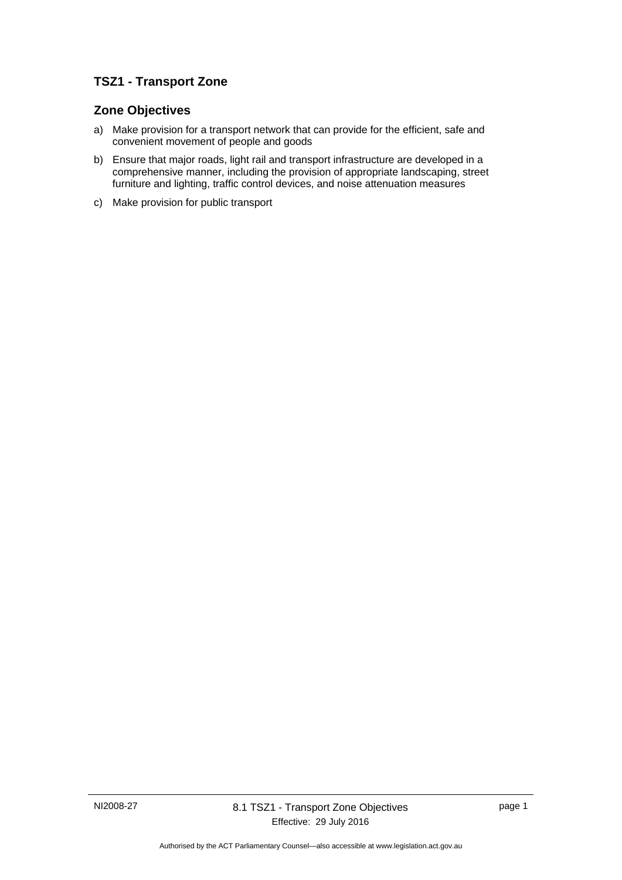## TSZ1 - Transport Zone

### Zone Objectives

a) Make provision for a transport network that can provide for the efficient, safe and convenient movement of people and goods

b) Ensure that major roads, light rail and transport infrastructure are developed in a comprehensive manner, including the provision of appropriate landscaping, street furniture and lighting, traffic control devices, and noise attenuation measures

c) Make provision for public transport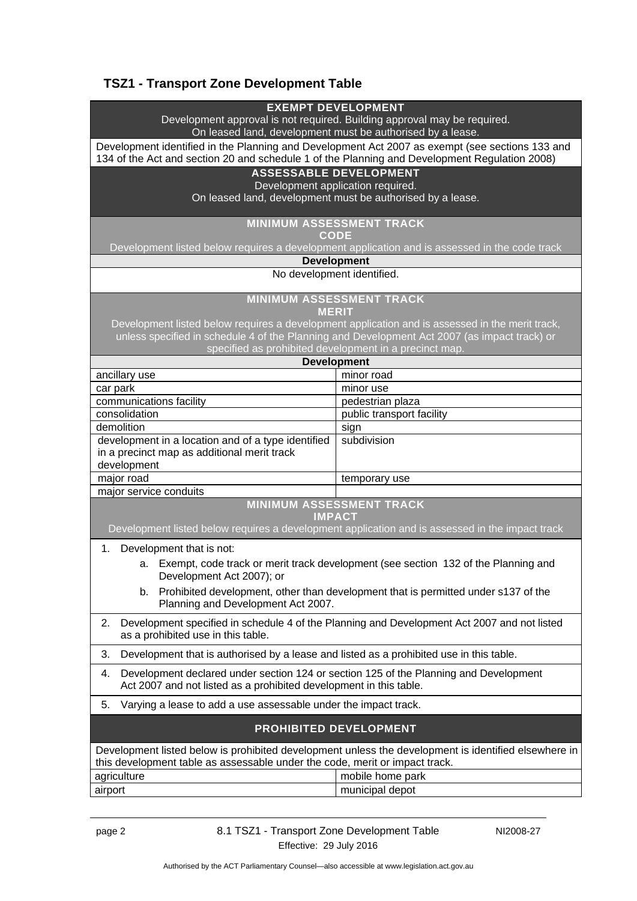## TSZ1 - Transport Zone Development Table

| | |
|---|---|
| **EXEMPT DEVELOPMENT**<br>Development approval is not required. Building approval may be required.<br>On leased land, development must be authorised by a lease. | |
| Development identified in the Planning and Development Act 2007 as exempt (see sections 133 and 134 of the Act and section 20 and schedule 1 of the Planning and Development Regulation 2008) | |
| **ASSESSABLE DEVELOPMENT**<br>Development application required.<br>On leased land, development must be authorised by a lease. | |
| **MINIMUM ASSESSMENT TRACK**<br>**CODE**<br>Development listed below requires a development application and is assessed in the code track | |
| **Development** | |
| No development identified. | |
| **MINIMUM ASSESSMENT TRACK**<br>**MERIT**<br>Development listed below requires a development application and is assessed in the merit track, unless specified in schedule 4 of the Planning and Development Act 2007 (as impact track) or specified as prohibited development in a precinct map. | |
| **Development** | |
| ancillary use | minor road |
| car park | minor use |
| communications facility | pedestrian plaza |
| consolidation | public transport facility |
| demolition | sign |
| development in a location and of a type identified in a precinct map as additional merit track development | subdivision |
| major road | temporary use |
| major service conduits | |
| **MINIMUM ASSESSMENT TRACK**<br>**IMPACT**<br>Development listed below requires a development application and is assessed in the impact track | |
| 1. Development that is not:<br>a. Exempt, code track or merit track development (see section 132 of the Planning and Development Act 2007); or<br>b. Prohibited development, other than development that is permitted under s137 of the Planning and Development Act 2007. | |
| 2. Development specified in schedule 4 of the Planning and Development Act 2007 and not listed as a prohibited use in this table. | |
| 3. Development that is authorised by a lease and listed as a prohibited use in this table. | |
| 4. Development declared under section 124 or section 125 of the Planning and Development Act 2007 and not listed as a prohibited development in this table. | |
| 5. Varying a lease to add a use assessable under the impact track. | |
| **PROHIBITED DEVELOPMENT** | |
| Development listed below is prohibited development unless the development is identified elsewhere in this development table as assessable under the code, merit or impact track. | |
| agriculture | mobile home park |
| airport | municipal depot |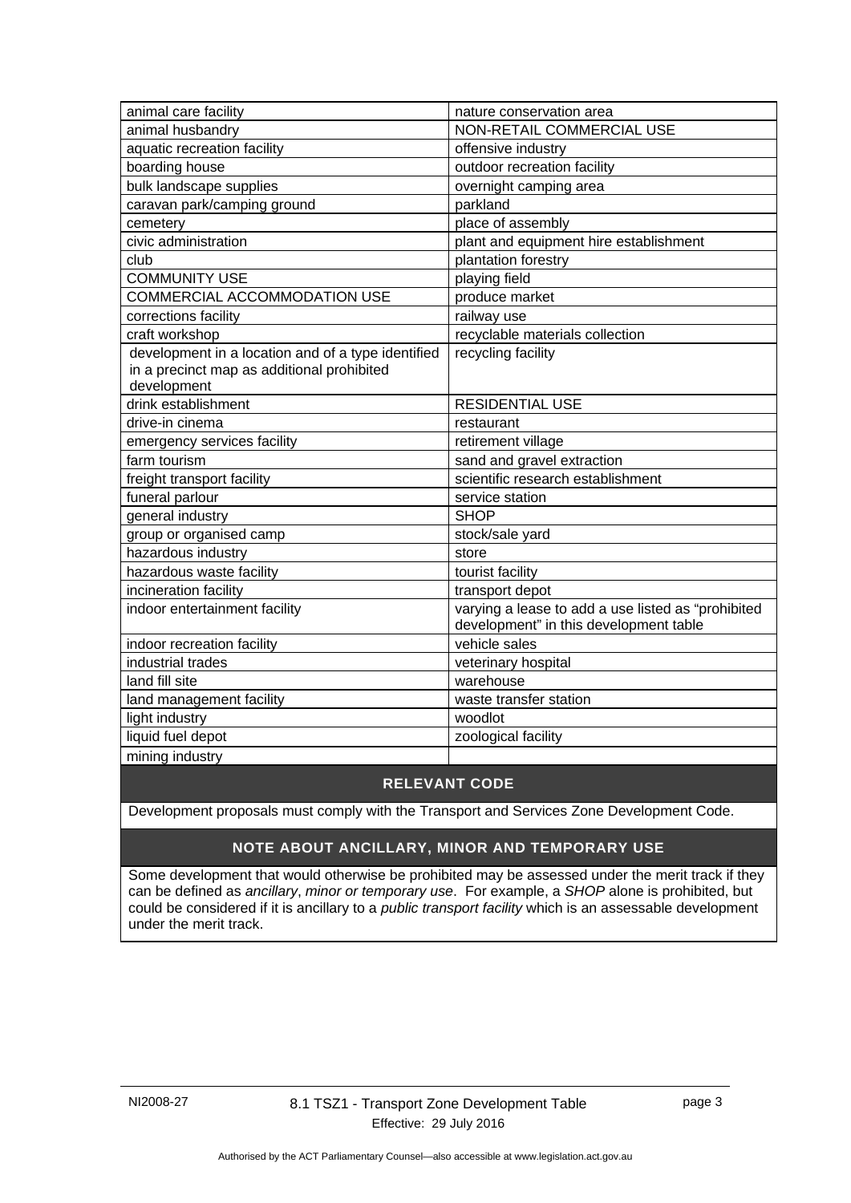| | |
|---|---|
| animal care facility | nature conservation area |
| animal husbandry | NON-RETAIL COMMERCIAL USE |
| aquatic recreation facility | offensive industry |
| boarding house | outdoor recreation facility |
| bulk landscape supplies | overnight camping area |
| caravan park/camping ground | parkland |
| cemetery | place of assembly |
| civic administration | plant and equipment hire establishment |
| club | plantation forestry |
| COMMUNITY USE | playing field |
| COMMERCIAL ACCOMMODATION USE | produce market |
| corrections facility | railway use |
| craft workshop | recyclable materials collection |
| development in a location and of a type identified in a precinct map as additional prohibited development | recycling facility |
| drink establishment | RESIDENTIAL USE |
| drive-in cinema | restaurant |
| emergency services facility | retirement village |
| farm tourism | sand and gravel extraction |
| freight transport facility | scientific research establishment |
| funeral parlour | service station |
| general industry | SHOP |
| group or organised camp | stock/sale yard |
| hazardous industry | store |
| hazardous waste facility | tourist facility |
| incineration facility | transport depot |
| indoor entertainment facility | varying a lease to add a use listed as "prohibited development" in this development table |
| indoor recreation facility | vehicle sales |
| industrial trades | veterinary hospital |
| land fill site | warehouse |
| land management facility | waste transfer station |
| light industry | woodlot |
| liquid fuel depot | zoological facility |
| mining industry | |

## RELEVANT CODE

Development proposals must comply with the Transport and Services Zone Development Code.

## NOTE ABOUT ANCILLARY, MINOR AND TEMPORARY USE

Some development that would otherwise be prohibited may be assessed under the merit track if they can be defined as *ancillary*, *minor or temporary use*. For example, a *SHOP* alone is prohibited, but could be considered if it is ancillary to a *public transport facility* which is an assessable development under the merit track.